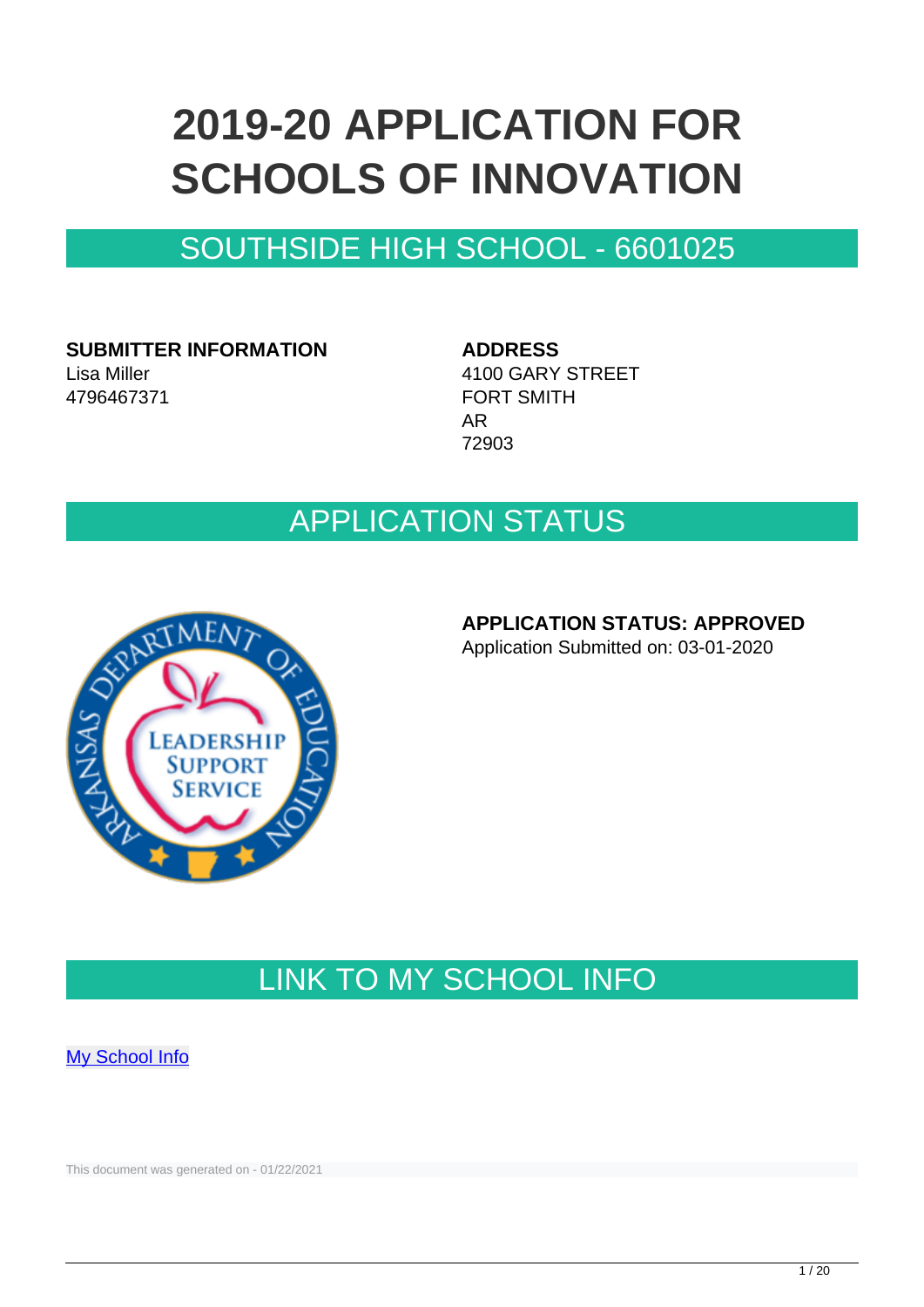# 2019-20 APPLICATION FOR SCHOOLS OF INNOVATION

## SOUTHSIDE HIGH SCHOOL - 6601025

**SUBMITTER INFORMATION**
Lisa Miller
4796467371

**ADDRESS**
4100 GARY STREET
FORT SMITH
AR
72903

## APPLICATION STATUS

**APPLICATION STATUS: APPROVED**
Application Submitted on: 03-01-2020

## LINK TO MY SCHOOL INFO

[My School Info]

This document was generated on - 01/22/2021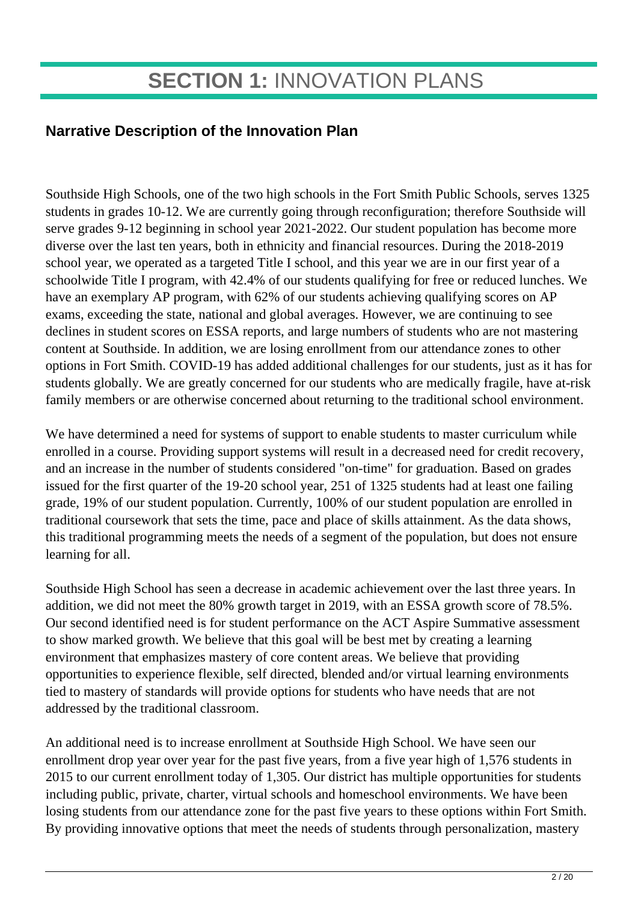# **SECTION 1:** INNOVATION PLANS

## Narrative Description of the Innovation Plan

Southside High Schools, one of the two high schools in the Fort Smith Public Schools, serves 1325 students in grades 10-12. We are currently going through reconfiguration; therefore Southside will serve grades 9-12 beginning in school year 2021-2022. Our student population has become more diverse over the last ten years, both in ethnicity and financial resources. During the 2018-2019 school year, we operated as a targeted Title I school, and this year we are in our first year of a schoolwide Title I program, with 42.4% of our students qualifying for free or reduced lunches. We have an exemplary AP program, with 62% of our students achieving qualifying scores on AP exams, exceeding the state, national and global averages. However, we are continuing to see declines in student scores on ESSA reports, and large numbers of students who are not mastering content at Southside. In addition, we are losing enrollment from our attendance zones to other options in Fort Smith. COVID-19 has added additional challenges for our students, just as it has for students globally. We are greatly concerned for our students who are medically fragile, have at-risk family members or are otherwise concerned about returning to the traditional school environment.

We have determined a need for systems of support to enable students to master curriculum while enrolled in a course. Providing support systems will result in a decreased need for credit recovery, and an increase in the number of students considered "on-time" for graduation. Based on grades issued for the first quarter of the 19-20 school year, 251 of 1325 students had at least one failing grade, 19% of our student population. Currently, 100% of our student population are enrolled in traditional coursework that sets the time, pace and place of skills attainment. As the data shows, this traditional programming meets the needs of a segment of the population, but does not ensure learning for all.

Southside High School has seen a decrease in academic achievement over the last three years. In addition, we did not meet the 80% growth target in 2019, with an ESSA growth score of 78.5%. Our second identified need is for student performance on the ACT Aspire Summative assessment to show marked growth. We believe that this goal will be best met by creating a learning environment that emphasizes mastery of core content areas. We believe that providing opportunities to experience flexible, self directed, blended and/or virtual learning environments tied to mastery of standards will provide options for students who have needs that are not addressed by the traditional classroom.

An additional need is to increase enrollment at Southside High School. We have seen our enrollment drop year over year for the past five years, from a five year high of 1,576 students in 2015 to our current enrollment today of 1,305. Our district has multiple opportunities for students including public, private, charter, virtual schools and homeschool environments. We have been losing students from our attendance zone for the past five years to these options within Fort Smith. By providing innovative options that meet the needs of students through personalization, mastery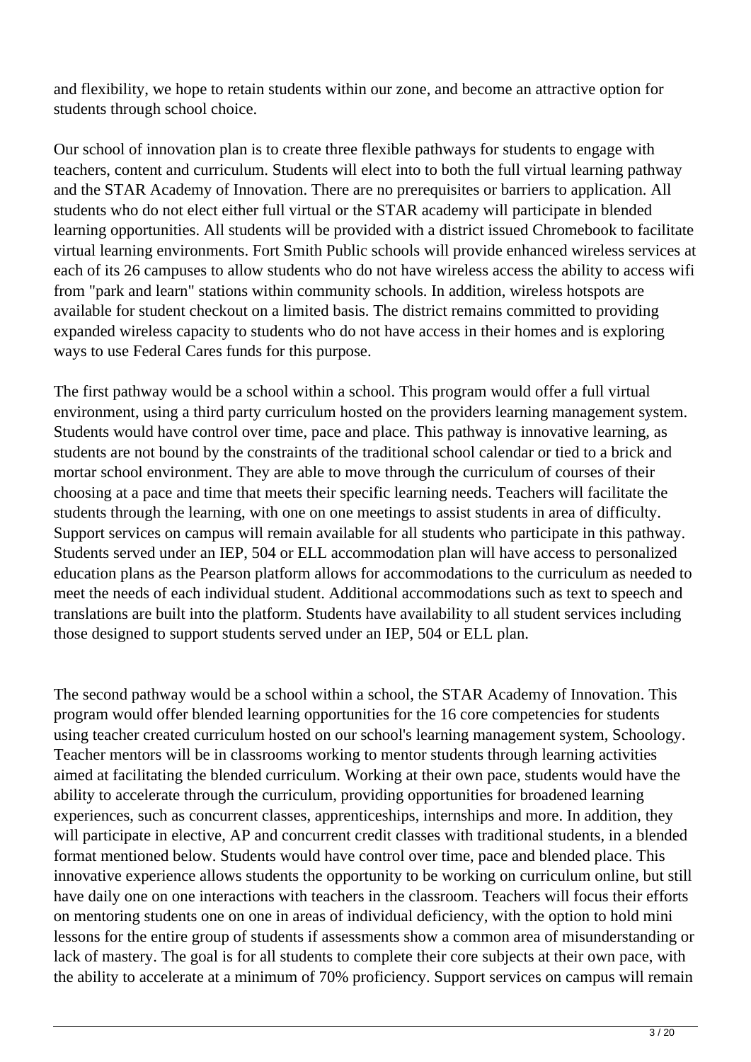and flexibility, we hope to retain students within our zone, and become an attractive option for students through school choice.

Our school of innovation plan is to create three flexible pathways for students to engage with teachers, content and curriculum. Students will elect into to both the full virtual learning pathway and the STAR Academy of Innovation. There are no prerequisites or barriers to application. All students who do not elect either full virtual or the STAR academy will participate in blended learning opportunities. All students will be provided with a district issued Chromebook to facilitate virtual learning environments. Fort Smith Public schools will provide enhanced wireless services at each of its 26 campuses to allow students who do not have wireless access the ability to access wifi from "park and learn" stations within community schools. In addition, wireless hotspots are available for student checkout on a limited basis. The district remains committed to providing expanded wireless capacity to students who do not have access in their homes and is exploring ways to use Federal Cares funds for this purpose.

The first pathway would be a school within a school. This program would offer a full virtual environment, using a third party curriculum hosted on the providers learning management system. Students would have control over time, pace and place. This pathway is innovative learning, as students are not bound by the constraints of the traditional school calendar or tied to a brick and mortar school environment. They are able to move through the curriculum of courses of their choosing at a pace and time that meets their specific learning needs. Teachers will facilitate the students through the learning, with one on one meetings to assist students in area of difficulty. Support services on campus will remain available for all students who participate in this pathway. Students served under an IEP, 504 or ELL accommodation plan will have access to personalized education plans as the Pearson platform allows for accommodations to the curriculum as needed to meet the needs of each individual student. Additional accommodations such as text to speech and translations are built into the platform. Students have availability to all student services including those designed to support students served under an IEP, 504 or ELL plan.

The second pathway would be a school within a school, the STAR Academy of Innovation. This program would offer blended learning opportunities for the 16 core competencies for students using teacher created curriculum hosted on our school's learning management system, Schoology. Teacher mentors will be in classrooms working to mentor students through learning activities aimed at facilitating the blended curriculum. Working at their own pace, students would have the ability to accelerate through the curriculum, providing opportunities for broadened learning experiences, such as concurrent classes, apprenticeships, internships and more. In addition, they will participate in elective, AP and concurrent credit classes with traditional students, in a blended format mentioned below. Students would have control over time, pace and blended place. This innovative experience allows students the opportunity to be working on curriculum online, but still have daily one on one interactions with teachers in the classroom. Teachers will focus their efforts on mentoring students one on one in areas of individual deficiency, with the option to hold mini lessons for the entire group of students if assessments show a common area of misunderstanding or lack of mastery. The goal is for all students to complete their core subjects at their own pace, with the ability to accelerate at a minimum of 70% proficiency. Support services on campus will remain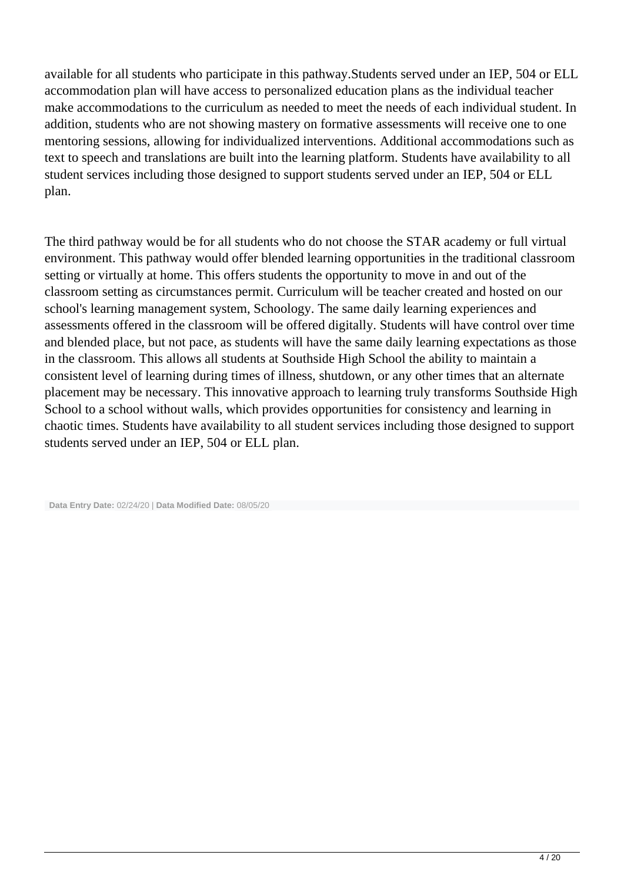available for all students who participate in this pathway.Students served under an IEP, 504 or ELL accommodation plan will have access to personalized education plans as the individual teacher make accommodations to the curriculum as needed to meet the needs of each individual student. In addition, students who are not showing mastery on formative assessments will receive one to one mentoring sessions, allowing for individualized interventions. Additional accommodations such as text to speech and translations are built into the learning platform. Students have availability to all student services including those designed to support students served under an IEP, 504 or ELL plan.

The third pathway would be for all students who do not choose the STAR academy or full virtual environment. This pathway would offer blended learning opportunities in the traditional classroom setting or virtually at home. This offers students the opportunity to move in and out of the classroom setting as circumstances permit. Curriculum will be teacher created and hosted on our school's learning management system, Schoology. The same daily learning experiences and assessments offered in the classroom will be offered digitally. Students will have control over time and blended place, but not pace, as students will have the same daily learning expectations as those in the classroom. This allows all students at Southside High School the ability to maintain a consistent level of learning during times of illness, shutdown, or any other times that an alternate placement may be necessary. This innovative approach to learning truly transforms Southside High School to a school without walls, which provides opportunities for consistency and learning in chaotic times. Students have availability to all student services including those designed to support students served under an IEP, 504 or ELL plan.

**Data Entry Date:** 02/24/20 | **Data Modified Date:** 08/05/20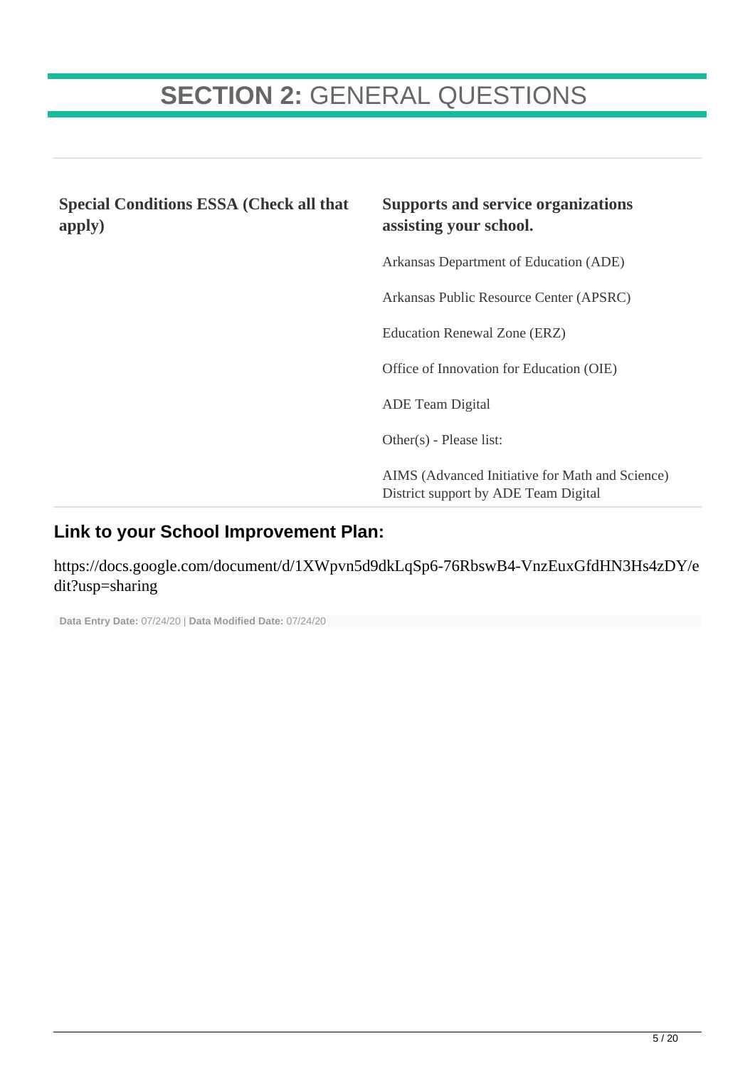# **SECTION 2:** GENERAL QUESTIONS

| **Special Conditions ESSA (Check all that apply)** | **Supports and service organizations assisting your school.** |
| --- | --- |
| | Arkansas Department of Education (ADE) |
| | Arkansas Public Resource Center (APSRC) |
| | Education Renewal Zone (ERZ) |
| | Office of Innovation for Education (OIE) |
| | ADE Team Digital |
| | Other(s) - Please list: |
| | AIMS (Advanced Initiative for Math and Science) District support by ADE Team Digital |

## Link to your School Improvement Plan:

https://docs.google.com/document/d/1XWpvn5d9dkLqSp6-76RbswB4-VnzEuxGfdHN3Hs4zDY/edit?usp=sharing

**Data Entry Date:** 07/24/20 | **Data Modified Date:** 07/24/20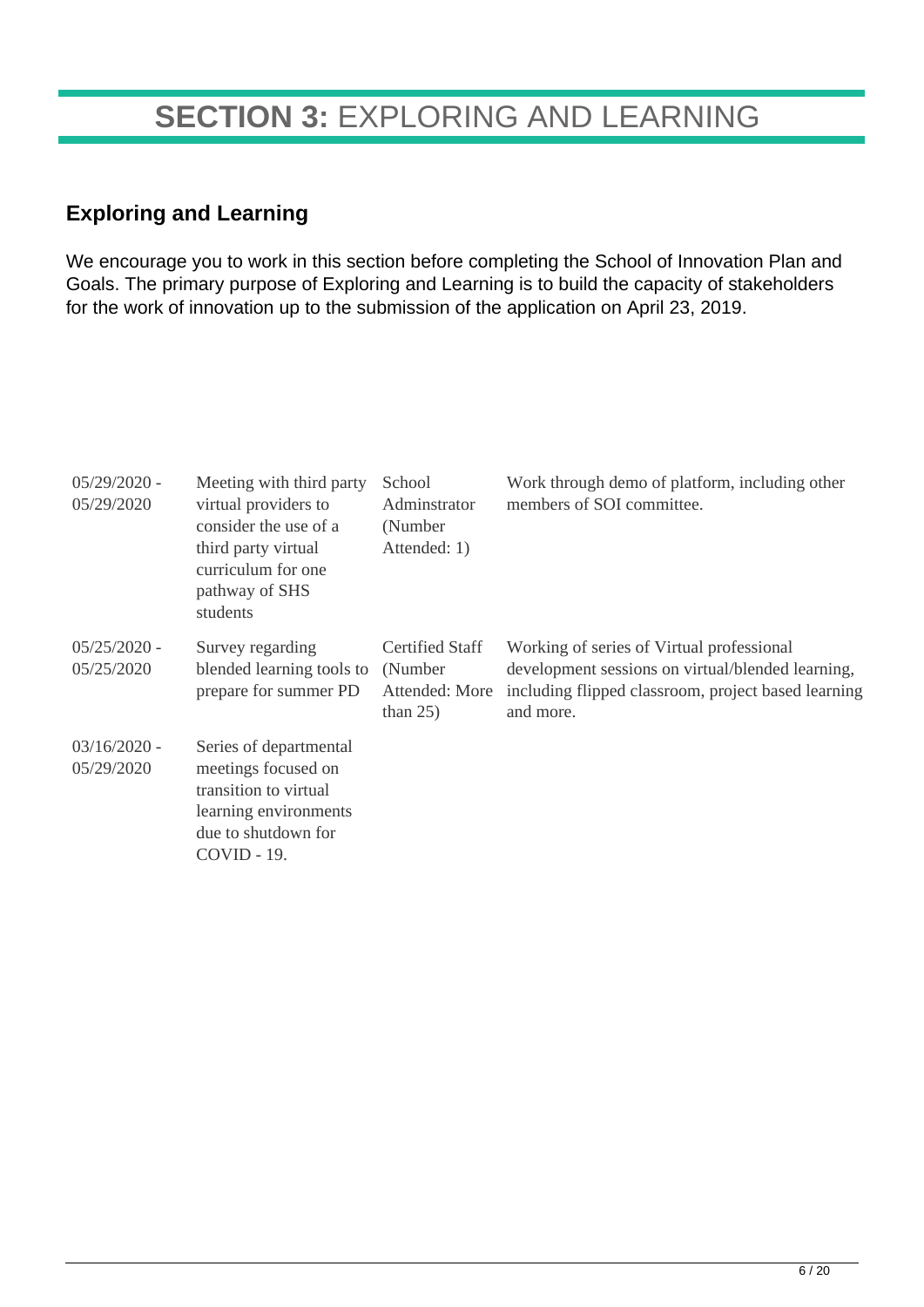# **SECTION 3:** EXPLORING AND LEARNING

## Exploring and Learning

We encourage you to work in this section before completing the School of Innovation Plan and Goals. The primary purpose of Exploring and Learning is to build the capacity of stakeholders for the work of innovation up to the submission of the application on April 23, 2019.

| | | | |
|---|---|---|---|
| 05/29/2020 - 05/29/2020 | Meeting with third party virtual providers to consider the use of a third party virtual curriculum for one pathway of SHS students | School Adminstrator (Number Attended: 1) | Work through demo of platform, including other members of SOI committee. |
| 05/25/2020 - 05/25/2020 | Survey regarding blended learning tools to prepare for summer PD | Certified Staff (Number Attended: More than 25) | Working of series of Virtual professional development sessions on virtual/blended learning, including flipped classroom, project based learning and more. |
| 03/16/2020 - 05/29/2020 | Series of departmental meetings focused on transition to virtual learning environments due to shutdown for COVID - 19. | | |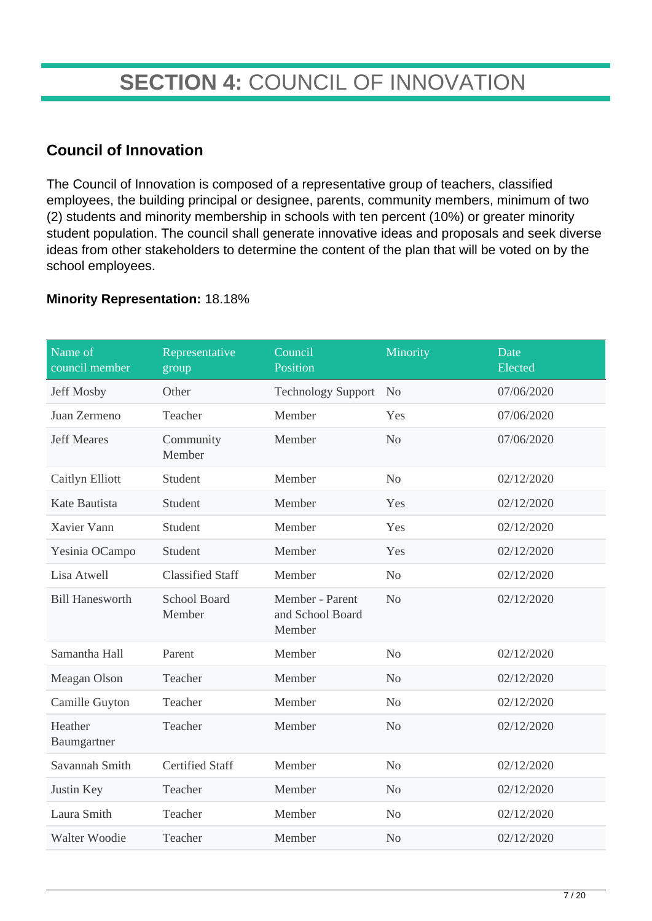# **SECTION 4:** COUNCIL OF INNOVATION

## Council of Innovation

The Council of Innovation is composed of a representative group of teachers, classified employees, the building principal or designee, parents, community members, minimum of two (2) students and minority membership in schools with ten percent (10%) or greater minority student population. The council shall generate innovative ideas and proposals and seek diverse ideas from other stakeholders to determine the content of the plan that will be voted on by the school employees.

**Minority Representation:** 18.18%

| Name of council member | Representative group | Council Position | Minority | Date Elected |
|---|---|---|---|---|
| Jeff Mosby | Other | Technology Support | No | 07/06/2020 |
| Juan Zermeno | Teacher | Member | Yes | 07/06/2020 |
| Jeff Meares | Community Member | Member | No | 07/06/2020 |
| Caitlyn Elliott | Student | Member | No | 02/12/2020 |
| Kate Bautista | Student | Member | Yes | 02/12/2020 |
| Xavier Vann | Student | Member | Yes | 02/12/2020 |
| Yesinia OCampo | Student | Member | Yes | 02/12/2020 |
| Lisa Atwell | Classified Staff | Member | No | 02/12/2020 |
| Bill Hanesworth | School Board Member | Member - Parent and School Board Member | No | 02/12/2020 |
| Samantha Hall | Parent | Member | No | 02/12/2020 |
| Meagan Olson | Teacher | Member | No | 02/12/2020 |
| Camille Guyton | Teacher | Member | No | 02/12/2020 |
| Heather Baumgartner | Teacher | Member | No | 02/12/2020 |
| Savannah Smith | Certified Staff | Member | No | 02/12/2020 |
| Justin Key | Teacher | Member | No | 02/12/2020 |
| Laura Smith | Teacher | Member | No | 02/12/2020 |
| Walter Woodie | Teacher | Member | No | 02/12/2020 |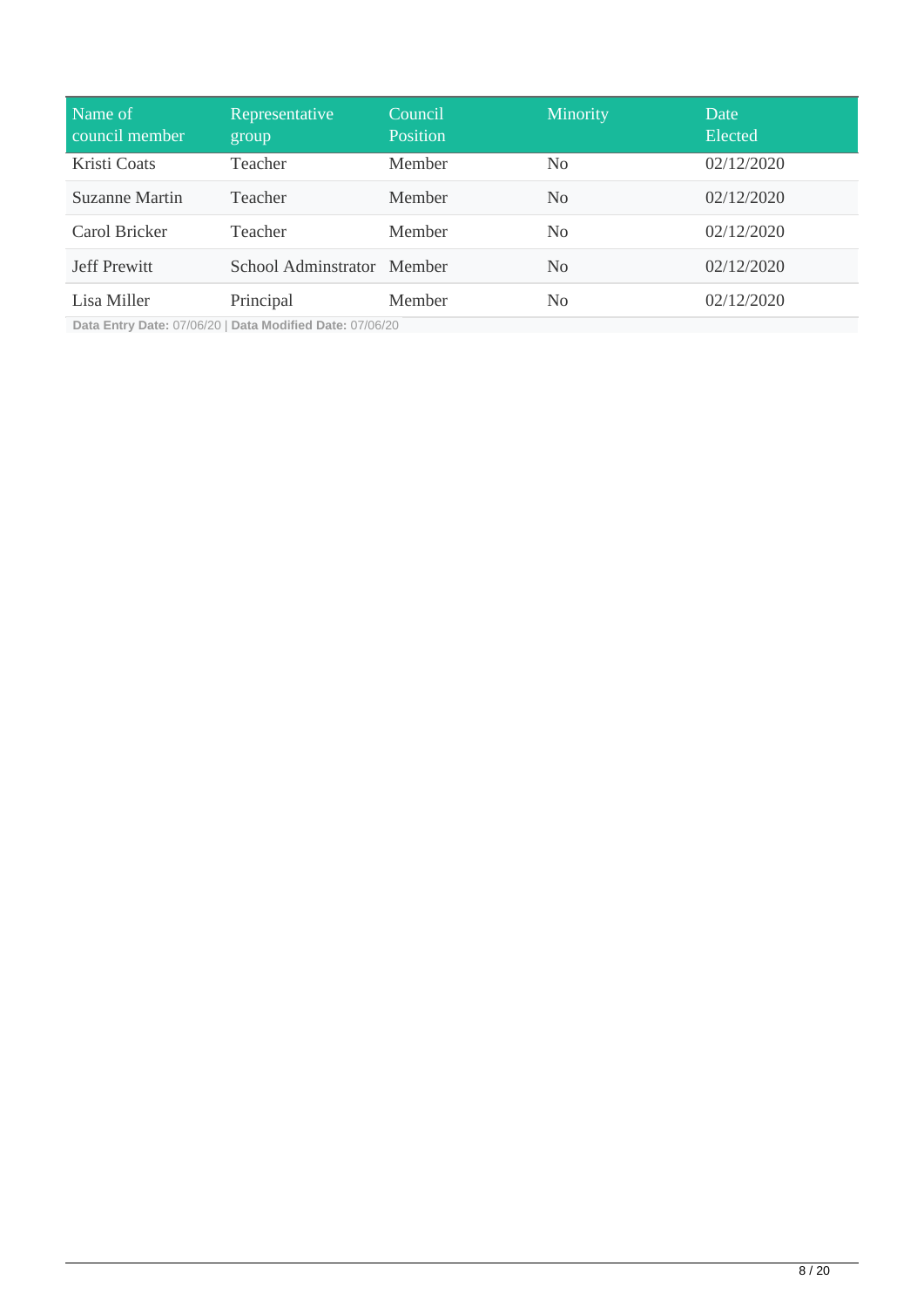| Name of council member | Representative group | Council Position | Minority | Date Elected |
| --- | --- | --- | --- | --- |
| Kristi Coats | Teacher | Member | No | 02/12/2020 |
| Suzanne Martin | Teacher | Member | No | 02/12/2020 |
| Carol Bricker | Teacher | Member | No | 02/12/2020 |
| Jeff Prewitt | School Adminstrator | Member | No | 02/12/2020 |
| Lisa Miller | Principal | Member | No | 02/12/2020 |

**Data Entry Date:** 07/06/20 | **Data Modified Date:** 07/06/20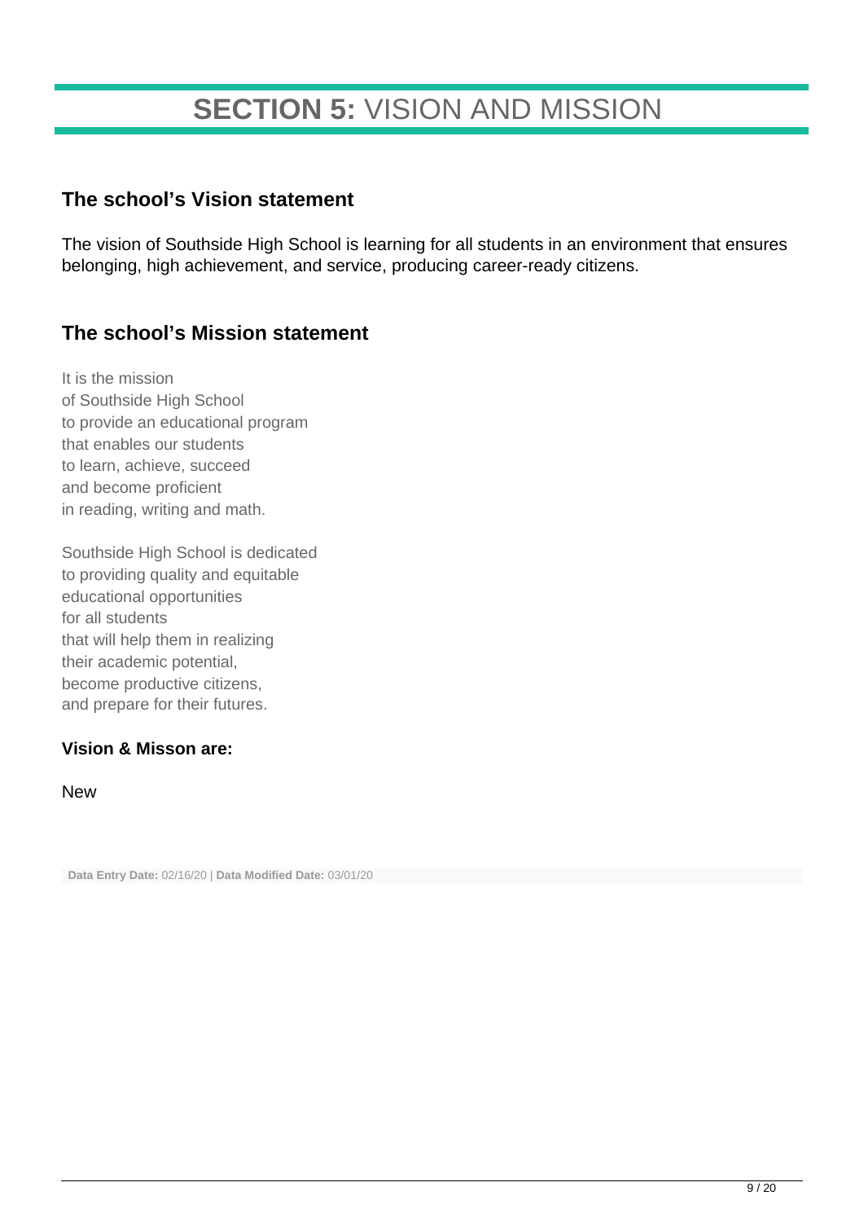# **SECTION 5:** VISION AND MISSION

## The school's Vision statement

The vision of Southside High School is learning for all students in an environment that ensures belonging, high achievement, and service, producing career-ready citizens.

## The school's Mission statement

It is the mission
of Southside High School
to provide an educational program
that enables our students
to learn, achieve, succeed
and become proficient
in reading, writing and math.

Southside High School is dedicated
to providing quality and equitable
educational opportunities
for all students
that will help them in realizing
their academic potential,
become productive citizens,
and prepare for their futures.

### Vision & Misson are:

New

**Data Entry Date:** 02/16/20 | **Data Modified Date:** 03/01/20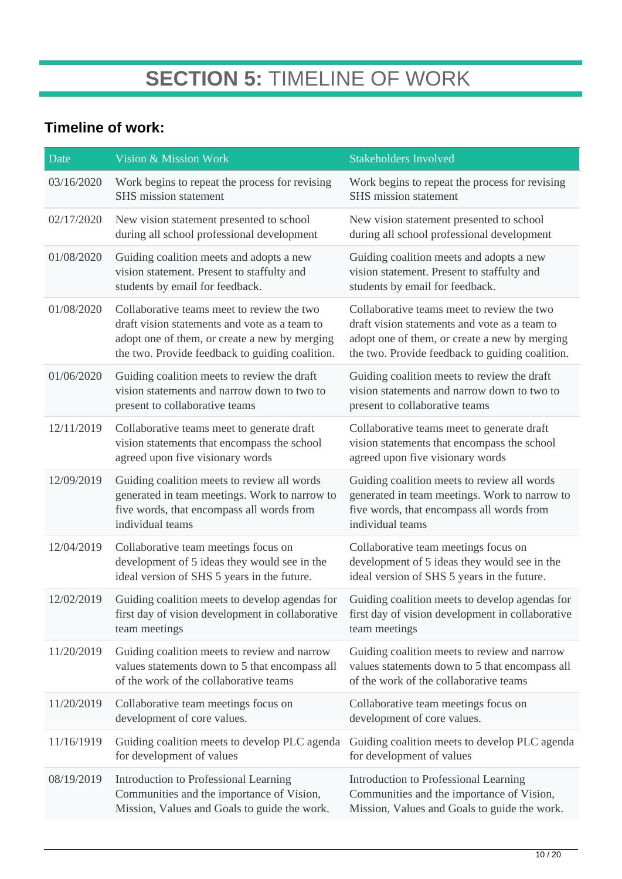# **SECTION 5:** TIMELINE OF WORK

## Timeline of work:

| Date | Vision & Mission Work | Stakeholders Involved |
|---|---|---|
| 03/16/2020 | Work begins to repeat the process for revising SHS mission statement | Work begins to repeat the process for revising SHS mission statement |
| 02/17/2020 | New vision statement presented to school during all school professional development | New vision statement presented to school during all school professional development |
| 01/08/2020 | Guiding coalition meets and adopts a new vision statement. Present to staffulty and students by email for feedback. | Guiding coalition meets and adopts a new vision statement. Present to staffulty and students by email for feedback. |
| 01/08/2020 | Collaborative teams meet to review the two draft vision statements and vote as a team to adopt one of them, or create a new by merging the two. Provide feedback to guiding coalition. | Collaborative teams meet to review the two draft vision statements and vote as a team to adopt one of them, or create a new by merging the two. Provide feedback to guiding coalition. |
| 01/06/2020 | Guiding coalition meets to review the draft vision statements and narrow down to two to present to collaborative teams | Guiding coalition meets to review the draft vision statements and narrow down to two to present to collaborative teams |
| 12/11/2019 | Collaborative teams meet to generate draft vision statements that encompass the school agreed upon five visionary words | Collaborative teams meet to generate draft vision statements that encompass the school agreed upon five visionary words |
| 12/09/2019 | Guiding coalition meets to review all words generated in team meetings. Work to narrow to five words, that encompass all words from individual teams | Guiding coalition meets to review all words generated in team meetings. Work to narrow to five words, that encompass all words from individual teams |
| 12/04/2019 | Collaborative team meetings focus on development of 5 ideas they would see in the ideal version of SHS 5 years in the future. | Collaborative team meetings focus on development of 5 ideas they would see in the ideal version of SHS 5 years in the future. |
| 12/02/2019 | Guiding coalition meets to develop agendas for first day of vision development in collaborative team meetings | Guiding coalition meets to develop agendas for first day of vision development in collaborative team meetings |
| 11/20/2019 | Guiding coalition meets to review and narrow values statements down to 5 that encompass all of the work of the collaborative teams | Guiding coalition meets to review and narrow values statements down to 5 that encompass all of the work of the collaborative teams |
| 11/20/2019 | Collaborative team meetings focus on development of core values. | Collaborative team meetings focus on development of core values. |
| 11/16/1919 | Guiding coalition meets to develop PLC agenda for development of values | Guiding coalition meets to develop PLC agenda for development of values |
| 08/19/2019 | Introduction to Professional Learning Communities and the importance of Vision, Mission, Values and Goals to guide the work. | Introduction to Professional Learning Communities and the importance of Vision, Mission, Values and Goals to guide the work. |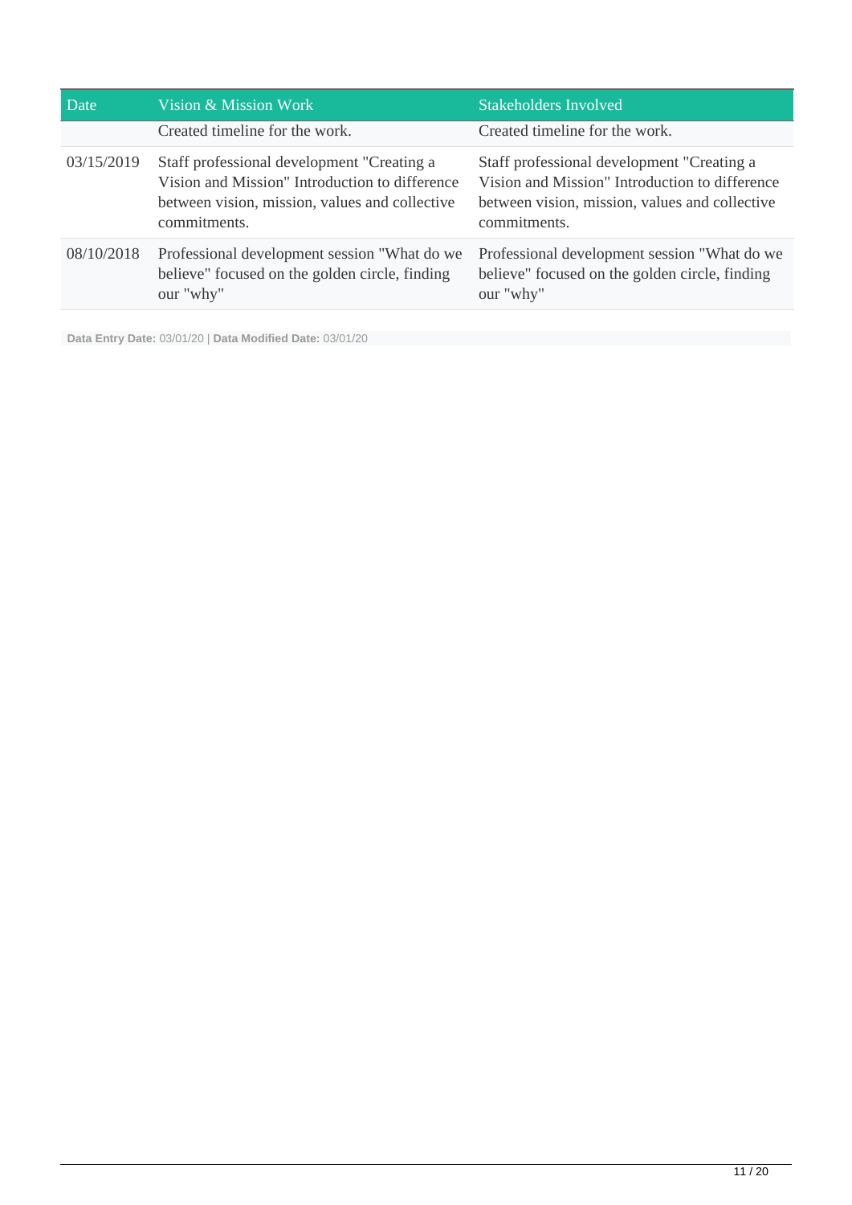| Date | Vision & Mission Work | Stakeholders Involved |
| --- | --- | --- |
| | Created timeline for the work. | Created timeline for the work. |
| 03/15/2019 | Staff professional development "Creating a Vision and Mission" Introduction to difference between vision, mission, values and collective commitments. | Staff professional development "Creating a Vision and Mission" Introduction to difference between vision, mission, values and collective commitments. |
| 08/10/2018 | Professional development session "What do we believe" focused on the golden circle, finding our "why" | Professional development session "What do we believe" focused on the golden circle, finding our "why" |

**Data Entry Date:** 03/01/20 | **Data Modified Date:** 03/01/20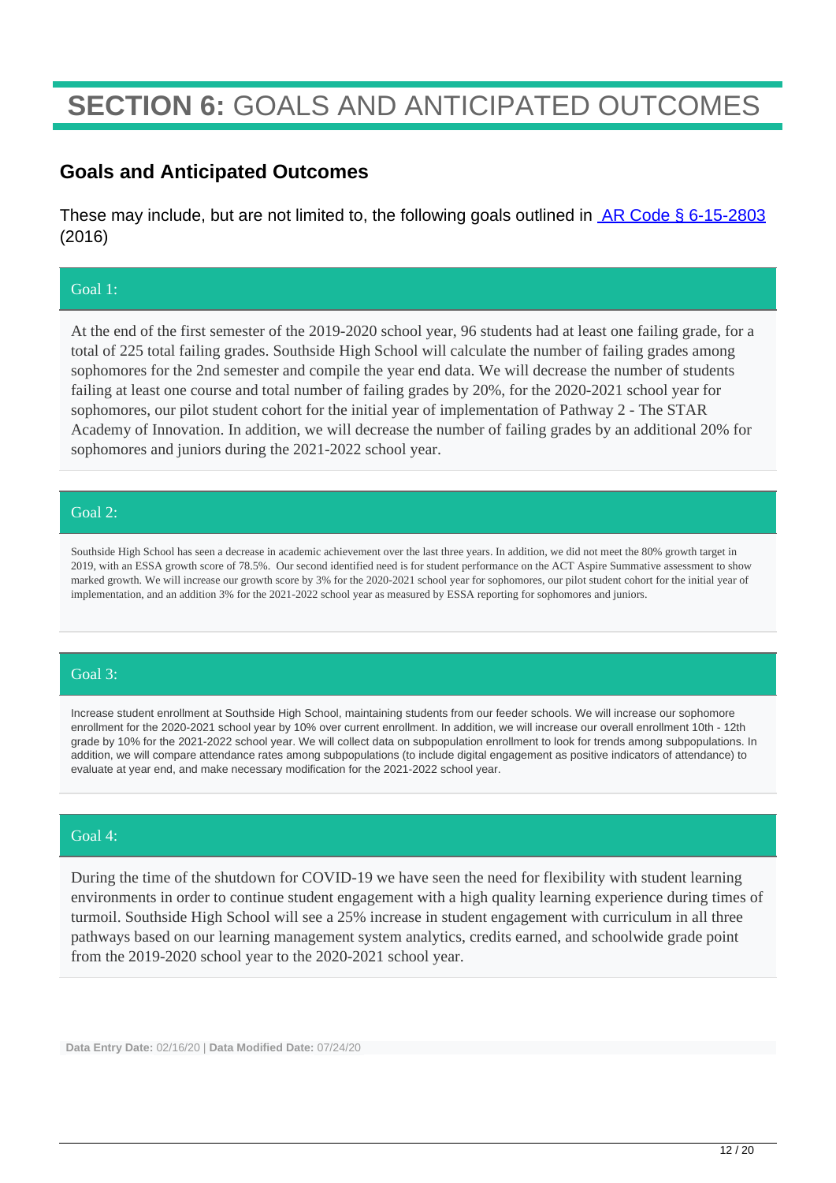# **SECTION 6:** GOALS AND ANTICIPATED OUTCOMES

## Goals and Anticipated Outcomes

These may include, but are not limited to, the following goals outlined in [AR Code § 6-15-2803] (2016)

### Goal 1:

At the end of the first semester of the 2019-2020 school year, 96 students had at least one failing grade, for a total of 225 total failing grades. Southside High School will calculate the number of failing grades among sophomores for the 2nd semester and compile the year end data. We will decrease the number of students failing at least one course and total number of failing grades by 20%, for the 2020-2021 school year for sophomores, our pilot student cohort for the initial year of implementation of Pathway 2 - The STAR Academy of Innovation. In addition, we will decrease the number of failing grades by an additional 20% for sophomores and juniors during the 2021-2022 school year.

### Goal 2:

Southside High School has seen a decrease in academic achievement over the last three years. In addition, we did not meet the 80% growth target in 2019, with an ESSA growth score of 78.5%. Our second identified need is for student performance on the ACT Aspire Summative assessment to show marked growth. We will increase our growth score by 3% for the 2020-2021 school year for sophomores, our pilot student cohort for the initial year of implementation, and an addition 3% for the 2021-2022 school year as measured by ESSA reporting for sophomores and juniors.

### Goal 3:

Increase student enrollment at Southside High School, maintaining students from our feeder schools. We will increase our sophomore enrollment for the 2020-2021 school year by 10% over current enrollment. In addition, we will increase our overall enrollment 10th - 12th grade by 10% for the 2021-2022 school year. We will collect data on subpopulation enrollment to look for trends among subpopulations. In addition, we will compare attendance rates among subpopulations (to include digital engagement as positive indicators of attendance) to evaluate at year end, and make necessary modification for the 2021-2022 school year.

### Goal 4:

During the time of the shutdown for COVID-19 we have seen the need for flexibility with student learning environments in order to continue student engagement with a high quality learning experience during times of turmoil. Southside High School will see a 25% increase in student engagement with curriculum in all three pathways based on our learning management system analytics, credits earned, and schoolwide grade point from the 2019-2020 school year to the 2020-2021 school year.

**Data Entry Date:** 02/16/20 | **Data Modified Date:** 07/24/20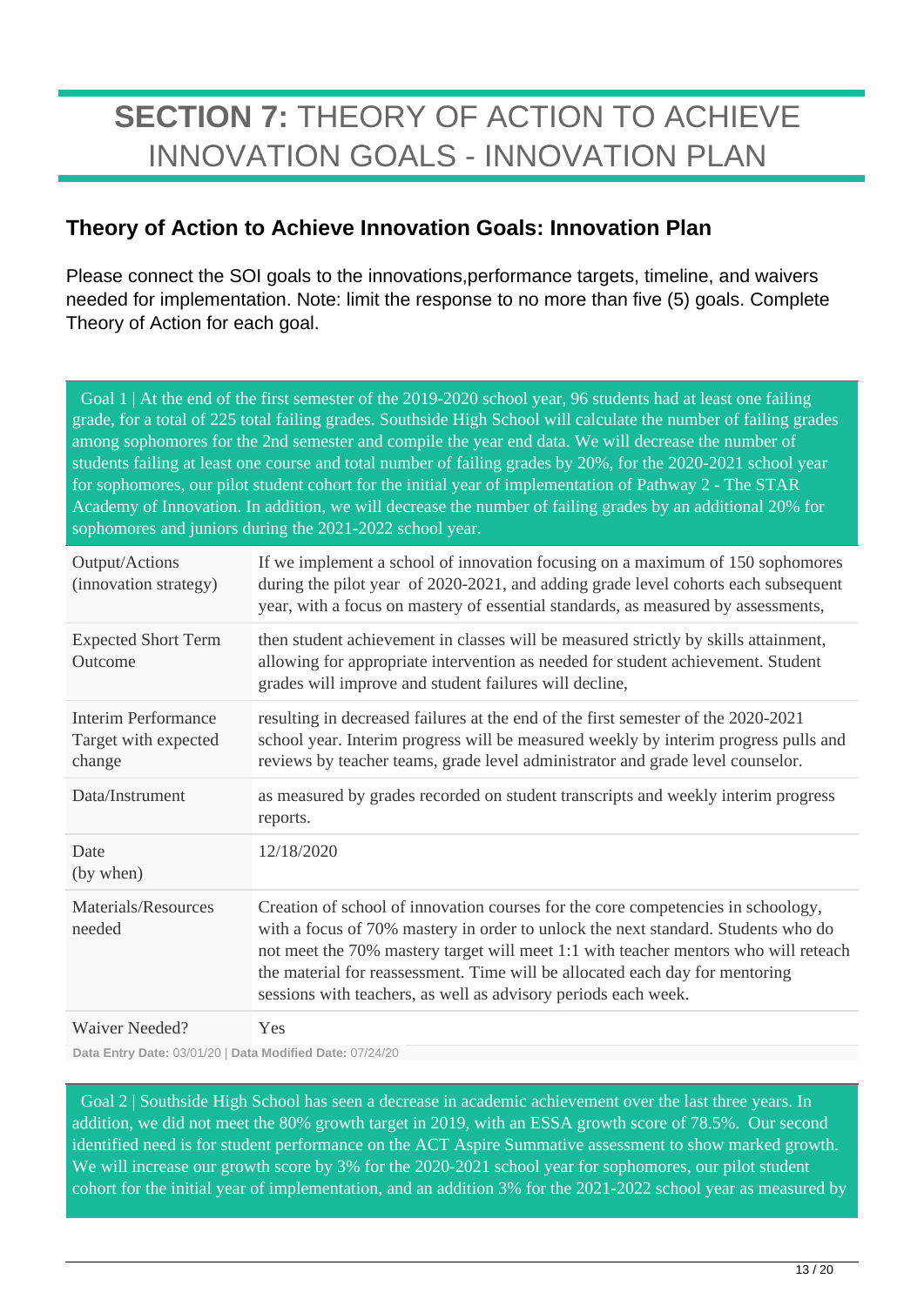# **SECTION 7:** THEORY OF ACTION TO ACHIEVE INNOVATION GOALS - INNOVATION PLAN

## Theory of Action to Achieve Innovation Goals: Innovation Plan

Please connect the SOI goals to the innovations,performance targets, timeline, and waivers needed for implementation. Note: limit the response to no more than five (5) goals. Complete Theory of Action for each goal.

| Goal 1 \| At the end of the first semester of the 2019-2020 school year, 96 students had at least one failing grade, for a total of 225 total failing grades. Southside High School will calculate the number of failing grades among sophomores for the 2nd semester and compile the year end data. We will decrease the number of students failing at least one course and total number of failing grades by 20%, for the 2020-2021 school year for sophomores, our pilot student cohort for the initial year of implementation of Pathway 2 - The STAR Academy of Innovation. In addition, we will decrease the number of failing grades by an additional 20% for sophomores and juniors during the 2021-2022 school year. | |
|---|---|
| Output/Actions (innovation strategy) | If we implement a school of innovation focusing on a maximum of 150 sophomores during the pilot year of 2020-2021, and adding grade level cohorts each subsequent year, with a focus on mastery of essential standards, as measured by assessments, |
| Expected Short Term Outcome | then student achievement in classes will be measured strictly by skills attainment, allowing for appropriate intervention as needed for student achievement. Student grades will improve and student failures will decline, |
| Interim Performance Target with expected change | resulting in decreased failures at the end of the first semester of the 2020-2021 school year. Interim progress will be measured weekly by interim progress pulls and reviews by teacher teams, grade level administrator and grade level counselor. |
| Data/Instrument | as measured by grades recorded on student transcripts and weekly interim progress reports. |
| Date (by when) | 12/18/2020 |
| Materials/Resources needed | Creation of school of innovation courses for the core competencies in schoology, with a focus of 70% mastery in order to unlock the next standard. Students who do not meet the 70% mastery target will meet 1:1 with teacher mentors who will reteach the material for reassessment. Time will be allocated each day for mentoring sessions with teachers, as well as advisory periods each week. |
| Waiver Needed? | Yes |

**Data Entry Date:** 03/01/20 | **Data Modified Date:** 07/24/20

Goal 2 | Southside High School has seen a decrease in academic achievement over the last three years. In addition, we did not meet the 80% growth target in 2019, with an ESSA growth score of 78.5%. Our second identified need is for student performance on the ACT Aspire Summative assessment to show marked growth. We will increase our growth score by 3% for the 2020-2021 school year for sophomores, our pilot student cohort for the initial year of implementation, and an addition 3% for the 2021-2022 school year as measured by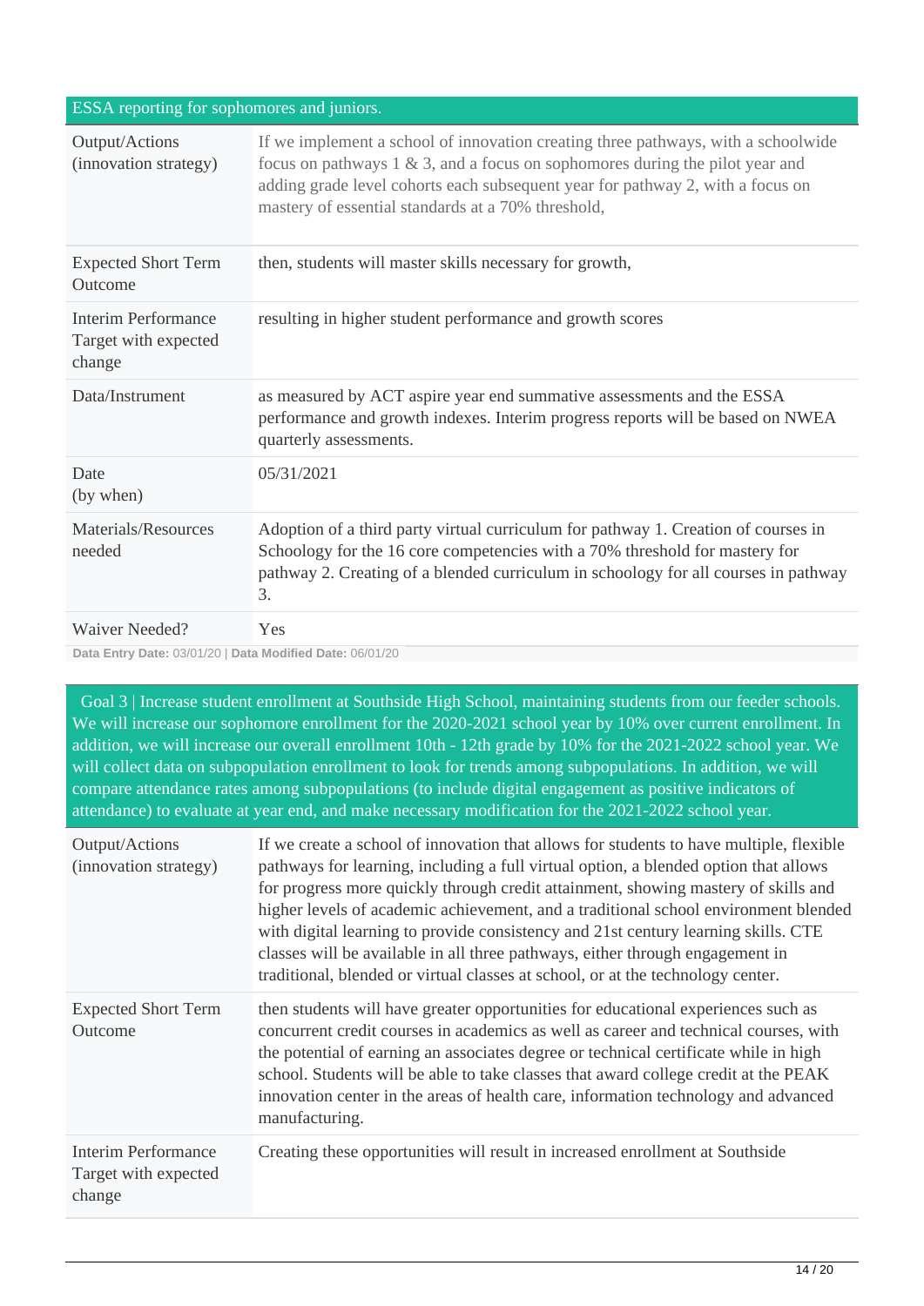| ESSA reporting for sophomores and juniors. | |
|---|---|
| Output/Actions (innovation strategy) | If we implement a school of innovation creating three pathways, with a schoolwide focus on pathways 1 & 3, and a focus on sophomores during the pilot year and adding grade level cohorts each subsequent year for pathway 2, with a focus on mastery of essential standards at a 70% threshold, |
| Expected Short Term Outcome | then, students will master skills necessary for growth, |
| Interim Performance Target with expected change | resulting in higher student performance and growth scores |
| Data/Instrument | as measured by ACT aspire year end summative assessments and the ESSA performance and growth indexes. Interim progress reports will be based on NWEA quarterly assessments. |
| Date (by when) | 05/31/2021 |
| Materials/Resources needed | Adoption of a third party virtual curriculum for pathway 1. Creation of courses in Schoology for the 16 core competencies with a 70% threshold for mastery for pathway 2. Creating of a blended curriculum in schoology for all courses in pathway 3. |
| Waiver Needed? | Yes |

**Data Entry Date:** 03/01/20 | **Data Modified Date:** 06/01/20

| Goal 3 \| Increase student enrollment at Southside High School, maintaining students from our feeder schools. We will increase our sophomore enrollment for the 2020-2021 school year by 10% over current enrollment. In addition, we will increase our overall enrollment 10th - 12th grade by 10% for the 2021-2022 school year. We will collect data on subpopulation enrollment to look for trends among subpopulations. In addition, we will compare attendance rates among subpopulations (to include digital engagement as positive indicators of attendance) to evaluate at year end, and make necessary modification for the 2021-2022 school year. | |
|---|---|
| Output/Actions (innovation strategy) | If we create a school of innovation that allows for students to have multiple, flexible pathways for learning, including a full virtual option, a blended option that allows for progress more quickly through credit attainment, showing mastery of skills and higher levels of academic achievement, and a traditional school environment blended with digital learning to provide consistency and 21st century learning skills. CTE classes will be available in all three pathways, either through engagement in traditional, blended or virtual classes at school, or at the technology center. |
| Expected Short Term Outcome | then students will have greater opportunities for educational experiences such as concurrent credit courses in academics as well as career and technical courses, with the potential of earning an associates degree or technical certificate while in high school. Students will be able to take classes that award college credit at the PEAK innovation center in the areas of health care, information technology and advanced manufacturing. |
| Interim Performance Target with expected change | Creating these opportunities will result in increased enrollment at Southside |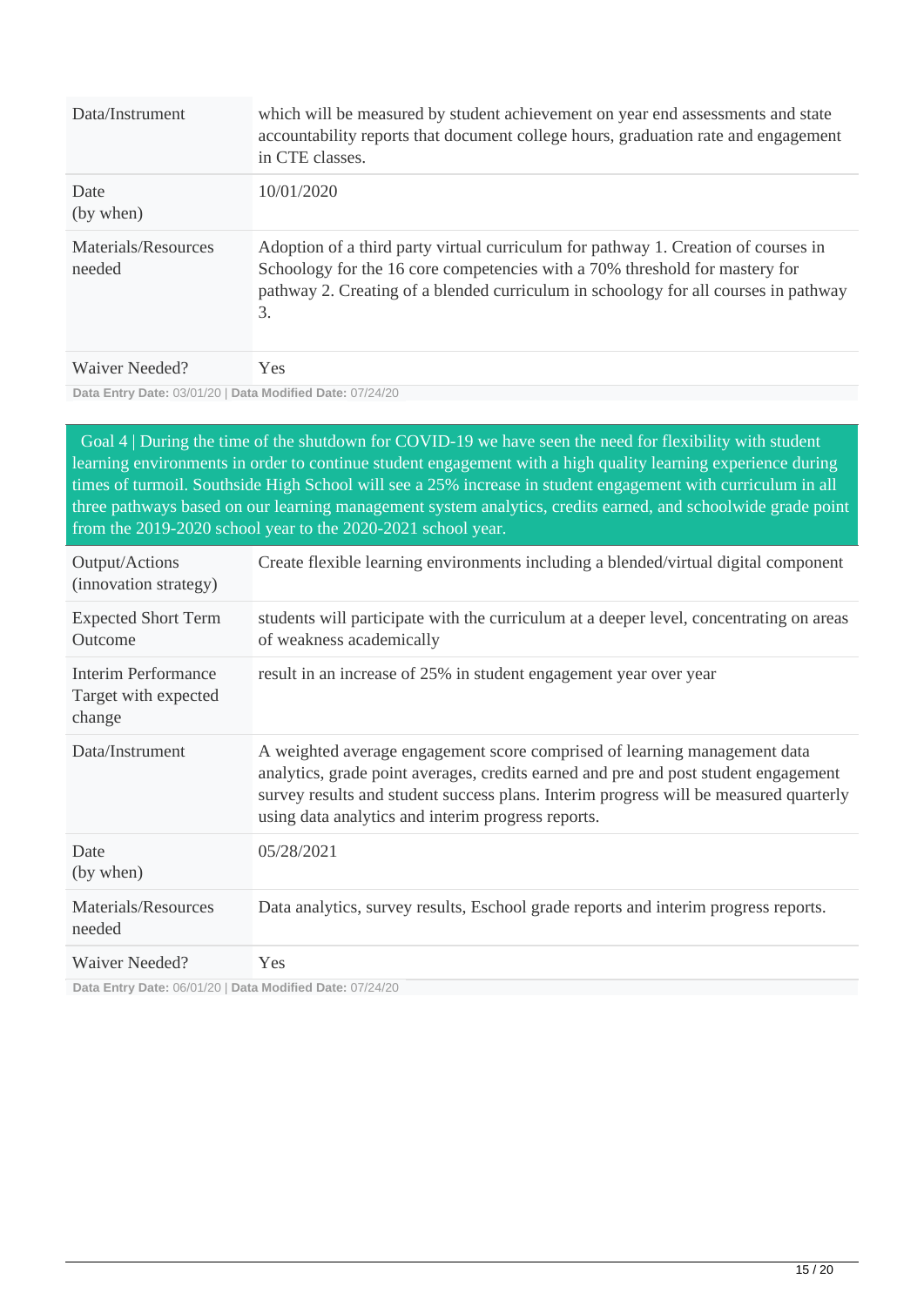| | |
|---|---|
| Data/Instrument | which will be measured by student achievement on year end assessments and state accountability reports that document college hours, graduation rate and engagement in CTE classes. |
| Date (by when) | 10/01/2020 |
| Materials/Resources needed | Adoption of a third party virtual curriculum for pathway 1. Creation of courses in Schoology for the 16 core competencies with a 70% threshold for mastery for pathway 2. Creating of a blended curriculum in schoology for all courses in pathway 3. |
| Waiver Needed? | Yes |

**Data Entry Date:** 03/01/20 | **Data Modified Date:** 07/24/20

### Goal 4 | During the time of the shutdown for COVID-19 we have seen the need for flexibility with student learning environments in order to continue student engagement with a high quality learning experience during times of turmoil. Southside High School will see a 25% increase in student engagement with curriculum in all three pathways based on our learning management system analytics, credits earned, and schoolwide grade point from the 2019-2020 school year to the 2020-2021 school year.

| | |
|---|---|
| Output/Actions (innovation strategy) | Create flexible learning environments including a blended/virtual digital component |
| Expected Short Term Outcome | students will participate with the curriculum at a deeper level, concentrating on areas of weakness academically |
| Interim Performance Target with expected change | result in an increase of 25% in student engagement year over year |
| Data/Instrument | A weighted average engagement score comprised of learning management data analytics, grade point averages, credits earned and pre and post student engagement survey results and student success plans. Interim progress will be measured quarterly using data analytics and interim progress reports. |
| Date (by when) | 05/28/2021 |
| Materials/Resources needed | Data analytics, survey results, Eschool grade reports and interim progress reports. |
| Waiver Needed? | Yes |

**Data Entry Date:** 06/01/20 | **Data Modified Date:** 07/24/20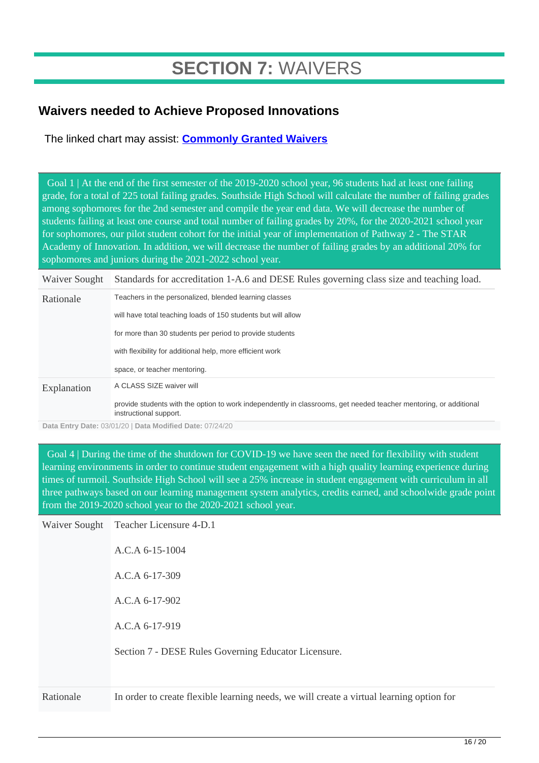# SECTION 7: WAIVERS

## Waivers needed to Achieve Proposed Innovations

The linked chart may assist: **Commonly Granted Waivers**

| Goal 1 \| At the end of the first semester of the 2019-2020 school year, 96 students had at least one failing grade, for a total of 225 total failing grades. Southside High School will calculate the number of failing grades among sophomores for the 2nd semester and compile the year end data. We will decrease the number of students failing at least one course and total number of failing grades by 20%, for the 2020-2021 school year for sophomores, our pilot student cohort for the initial year of implementation of Pathway 2 - The STAR Academy of Innovation. In addition, we will decrease the number of failing grades by an additional 20% for sophomores and juniors during the 2021-2022 school year. | |
|---|---|
| Waiver Sought | Standards for accreditation 1-A.6 and DESE Rules governing class size and teaching load. |
| Rationale | Teachers in the personalized, blended learning classes<br><br>will have total teaching loads of 150 students but will allow<br><br>for more than 30 students per period to provide students<br><br>with flexibility for additional help, more efficient work<br><br>space, or teacher mentoring. |
| Explanation | A CLASS SIZE waiver will<br><br>provide students with the option to work independently in classrooms, get needed teacher mentoring, or additional instructional support. |

**Data Entry Date:** 03/01/20 | **Data Modified Date:** 07/24/20

| Goal 4 \| During the time of the shutdown for COVID-19 we have seen the need for flexibility with student learning environments in order to continue student engagement with a high quality learning experience during times of turmoil. Southside High School will see a 25% increase in student engagement with curriculum in all three pathways based on our learning management system analytics, credits earned, and schoolwide grade point from the 2019-2020 school year to the 2020-2021 school year. | |
|---|---|
| Waiver Sought | Teacher Licensure 4-D.1<br><br>A.C.A 6-15-1004<br><br>A.C.A 6-17-309<br><br>A.C.A 6-17-902<br><br>A.C.A 6-17-919<br><br>Section 7 - DESE Rules Governing Educator Licensure. |
| Rationale | In order to create flexible learning needs, we will create a virtual learning option for |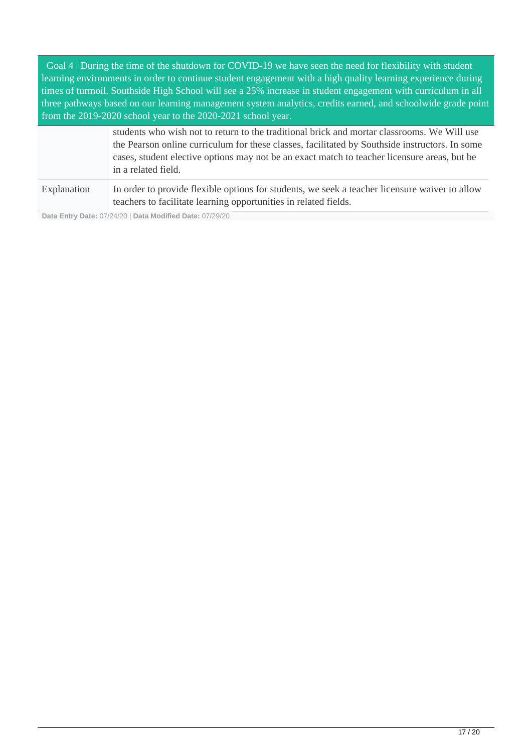Goal 4 | During the time of the shutdown for COVID-19 we have seen the need for flexibility with student learning environments in order to continue student engagement with a high quality learning experience during times of turmoil. Southside High School will see a 25% increase in student engagement with curriculum in all three pathways based on our learning management system analytics, credits earned, and schoolwide grade point from the 2019-2020 school year to the 2020-2021 school year.

| | |
|---|---|
| | students who wish not to return to the traditional brick and mortar classrooms. We Will use the Pearson online curriculum for these classes, facilitated by Southside instructors. In some cases, student elective options may not be an exact match to teacher licensure areas, but be in a related field. |
| Explanation | In order to provide flexible options for students, we seek a teacher licensure waiver to allow teachers to facilitate learning opportunities in related fields. |

**Data Entry Date:** 07/24/20 | **Data Modified Date:** 07/29/20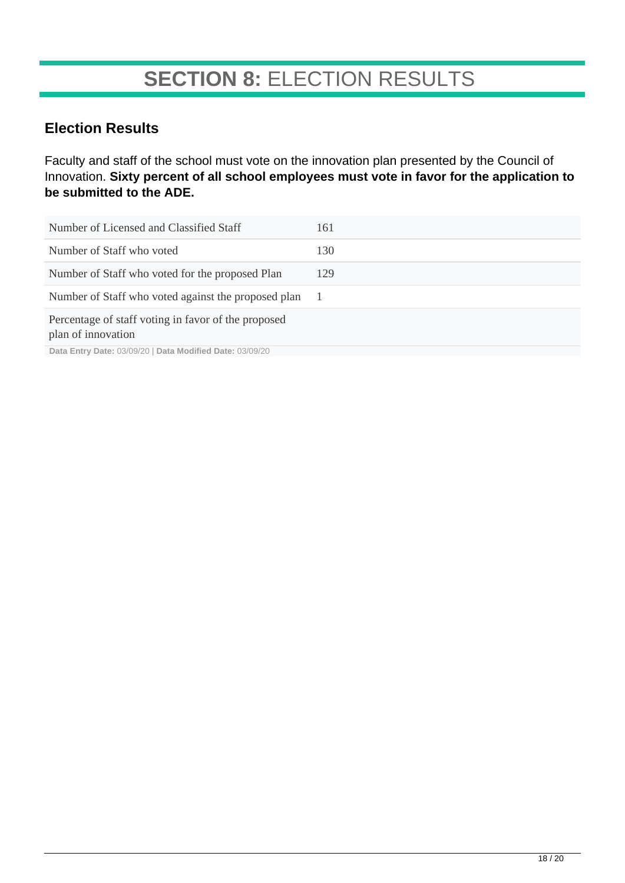# **SECTION 8:** ELECTION RESULTS

## Election Results

Faculty and staff of the school must vote on the innovation plan presented by the Council of Innovation. **Sixty percent of all school employees must vote in favor for the application to be submitted to the ADE.**

| | |
|---|---|
| Number of Licensed and Classified Staff | 161 |
| Number of Staff who voted | 130 |
| Number of Staff who voted for the proposed Plan | 129 |
| Number of Staff who voted against the proposed plan | 1 |
| Percentage of staff voting in favor of the proposed plan of innovation | |

**Data Entry Date:** 03/09/20 | **Data Modified Date:** 03/09/20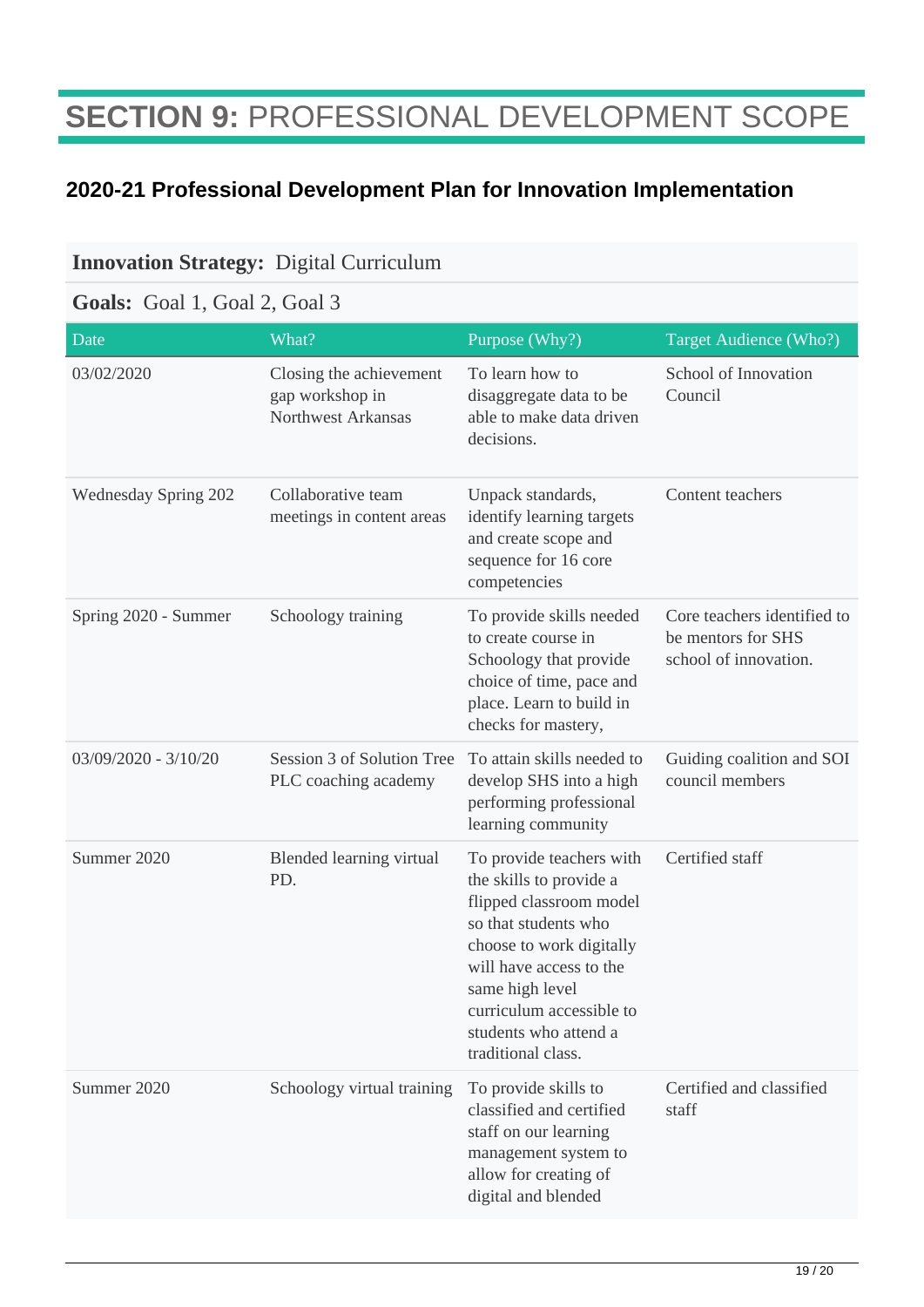# SECTION 9: PROFESSIONAL DEVELOPMENT SCOPE

## 2020-21 Professional Development Plan for Innovation Implementation

**Innovation Strategy:** Digital Curriculum

**Goals:** Goal 1, Goal 2, Goal 3

| Date | What? | Purpose (Why?) | Target Audience (Who?) |
|---|---|---|---|
| 03/02/2020 | Closing the achievement gap workshop in Northwest Arkansas | To learn how to disaggregate data to be able to make data driven decisions. | School of Innovation Council |
| Wednesday Spring 202 | Collaborative team meetings in content areas | Unpack standards, identify learning targets and create scope and sequence for 16 core competencies | Content teachers |
| Spring 2020 - Summer | Schoology training | To provide skills needed to create course in Schoology that provide choice of time, pace and place. Learn to build in checks for mastery, | Core teachers identified to be mentors for SHS school of innovation. |
| 03/09/2020 - 3/10/20 | Session 3 of Solution Tree PLC coaching academy | To attain skills needed to develop SHS into a high performing professional learning community | Guiding coalition and SOI council members |
| Summer 2020 | Blended learning virtual PD. | To provide teachers with the skills to provide a flipped classroom model so that students who choose to work digitally will have access to the same high level curriculum accessible to students who attend a traditional class. | Certified staff |
| Summer 2020 | Schoology virtual training | To provide skills to classified and certified staff on our learning management system to allow for creating of digital and blended | Certified and classified staff |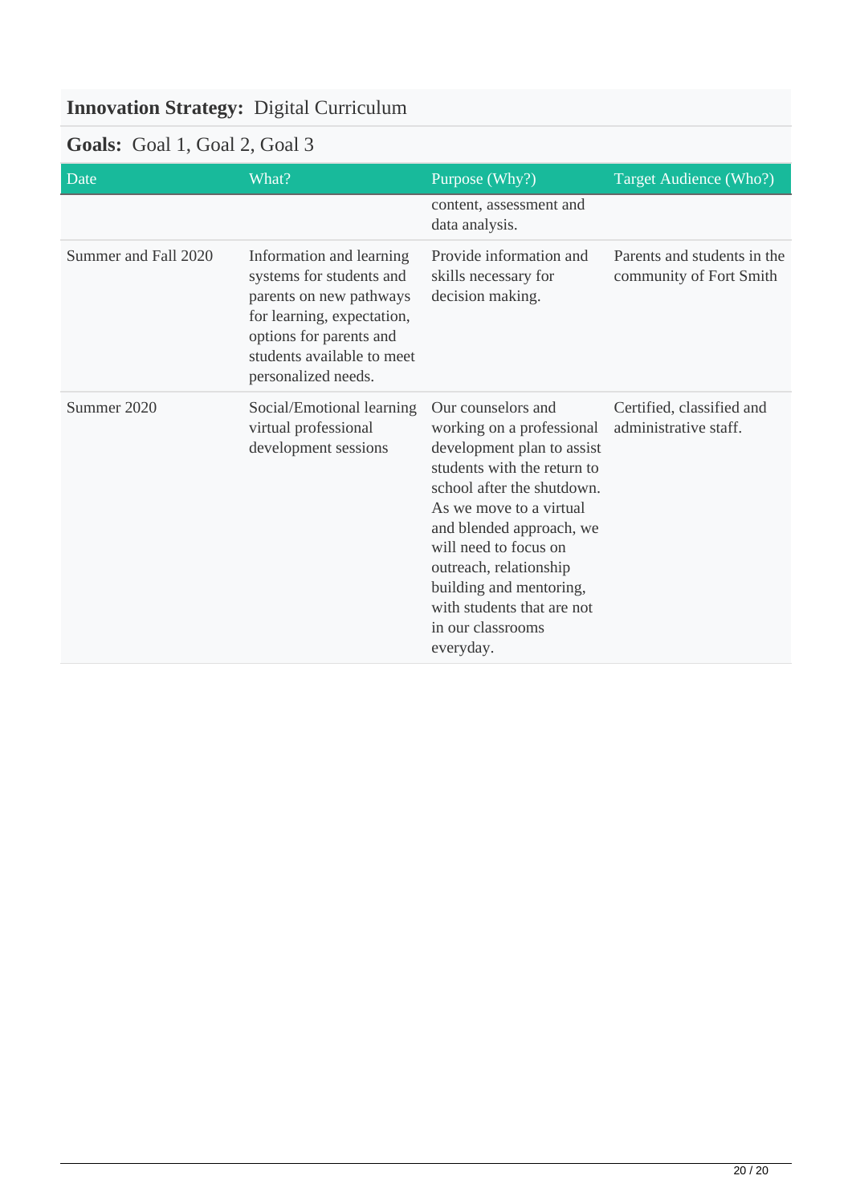**Innovation Strategy:** Digital Curriculum

**Goals:** Goal 1, Goal 2, Goal 3

| Date | What? | Purpose (Why?) | Target Audience (Who?) |
|---|---|---|---|
| | | content, assessment and data analysis. | |
| Summer and Fall 2020 | Information and learning systems for students and parents on new pathways for learning, expectation, options for parents and students available to meet personalized needs. | Provide information and skills necessary for decision making. | Parents and students in the community of Fort Smith |
| Summer 2020 | Social/Emotional learning virtual professional development sessions | Our counselors and working on a professional development plan to assist students with the return to school after the shutdown. As we move to a virtual and blended approach, we will need to focus on outreach, relationship building and mentoring, with students that are not in our classrooms everyday. | Certified, classified and administrative staff. |